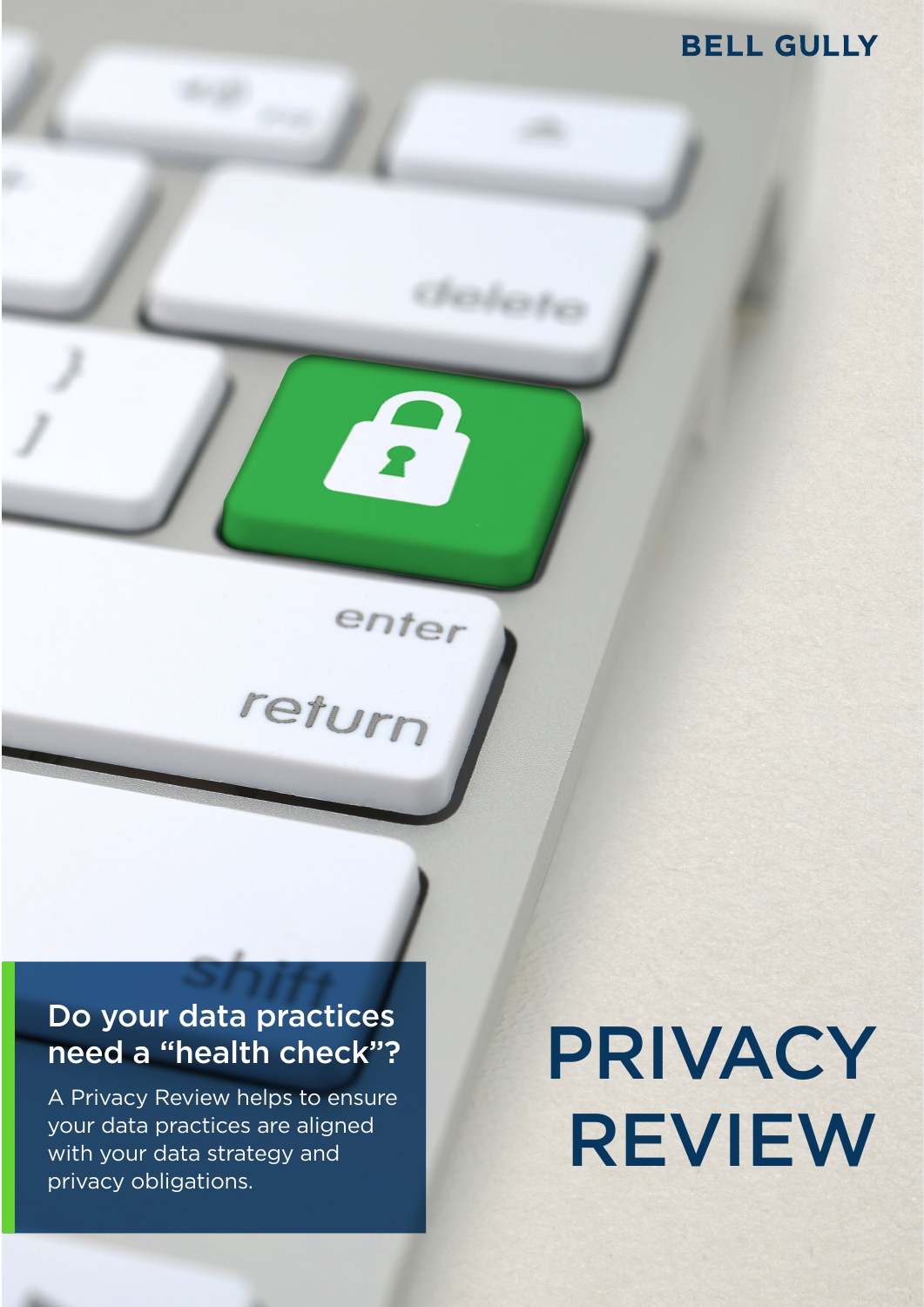BELL GULLY

# PRIVACY REVIEW

## Do your data practices need a "health check"?

A Privacy Review helps to ensure your data practices are aligned with your data strategy and privacy obligations.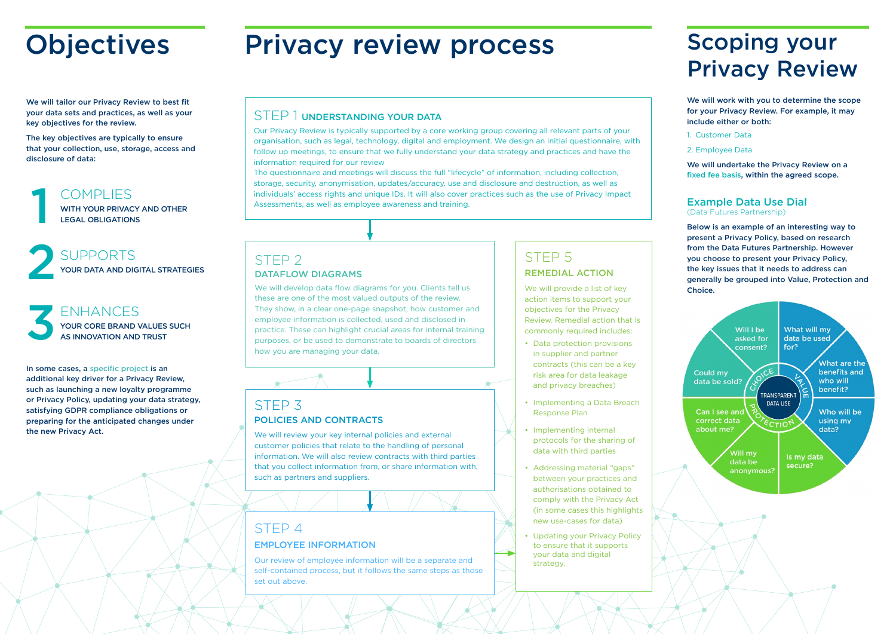# Objectives

We will tailor our Privacy Review to best fit your data sets and practices, as well as your key objectives for the review.

The key objectives are typically to ensure that your collection, use, storage, access and disclosure of data:

**1 COMPLIES**
WITH YOUR PRIVACY AND OTHER LEGAL OBLIGATIONS

**2 SUPPORTS**
YOUR DATA AND DIGITAL STRATEGIES

**3 ENHANCES**
YOUR CORE BRAND VALUES SUCH AS INNOVATION AND TRUST

In some cases, a specific project is an additional key driver for a Privacy Review, such as launching a new loyalty programme or Privacy Policy, updating your data strategy, satisfying GDPR compliance obligations or preparing for the anticipated changes under the new Privacy Act.

# Privacy review process

## STEP 1 UNDERSTANDING YOUR DATA

Our Privacy Review is typically supported by a core working group covering all relevant parts of your organisation, such as legal, technology, digital and employment. We design an initial questionnaire, with follow up meetings, to ensure that we fully understand your data strategy and practices and have the information required for our review

The questionnaire and meetings will discuss the full "lifecycle" of information, including collection, storage, security, anonymisation, updates/accuracy, use and disclosure and destruction, as well as individuals' access rights and unique IDs. It will also cover practices such as the use of Privacy Impact Assessments, as well as employee awareness and training.

## STEP 2 DATAFLOW DIAGRAMS

We will develop data flow diagrams for you. Clients tell us these are one of the most valued outputs of the review. They show, in a clear one-page snapshot, how customer and employee information is collected, used and disclosed in practice. These can highlight crucial areas for internal training purposes, or be used to demonstrate to boards of directors how you are managing your data.

## STEP 3 POLICIES AND CONTRACTS

We will review your key internal policies and external customer policies that relate to the handling of personal information. We will also review contracts with third parties that you collect information from, or share information with, such as partners and suppliers.

## STEP 4 EMPLOYEE INFORMATION

Our review of employee information will be a separate and self-contained process, but it follows the same steps as those set out above.

## STEP 5 REMEDIAL ACTION

We will provide a list of key action items to support your objectives for the Privacy Review. Remedial action that is commonly required includes:

- Data protection provisions in supplier and partner contracts (this can be a key risk area for data leakage and privacy breaches)
- Implementing a Data Breach Response Plan
- Implementing internal protocols for the sharing of data with third parties
- Addressing material "gaps" between your practices and authorisations obtained to comply with the Privacy Act (in some cases this highlights new use-cases for data)
- Updating your Privacy Policy to ensure that it supports your data and digital strategy.

# Scoping your Privacy Review

We will work with you to determine the scope for your Privacy Review. For example, it may include either or both:

1. Customer Data
2. Employee Data

We will undertake the Privacy Review on a fixed fee basis, within the agreed scope.

## Example Data Use Dial

(Data Futures Partnership)

Below is an example of an interesting way to present a Privacy Policy, based on research from the Data Futures Partnership. However you choose to present your Privacy Policy, the key issues that it needs to address can generally be grouped into Value, Protection and Choice.

TRANSPARENT DATA USE

VALUE
- What will my data be used for?
- What are the benefits and who will benefit?
- Who will be using my data?

PROTECTION
- Is my data secure?
- Will my data be anonymous?
- Can I see and correct data about me?

CHOICE
- Could my data be sold?
- Will I be asked for consent?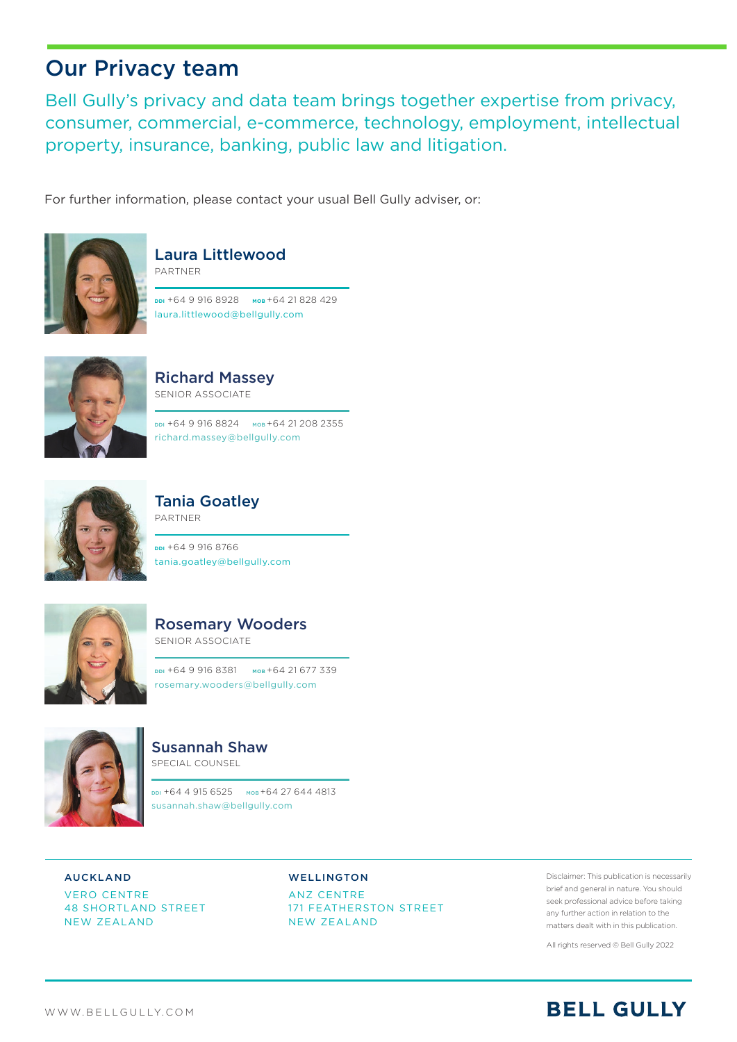# Our Privacy team

Bell Gully's privacy and data team brings together expertise from privacy, consumer, commercial, e-commerce, technology, employment, intellectual property, insurance, banking, public law and litigation.

For further information, please contact your usual Bell Gully adviser, or:

### Laura Littlewood
PARTNER

DDI +64 9 916 8928 MOB +64 21 828 429
laura.littlewood@bellgully.com

### Richard Massey
SENIOR ASSOCIATE

DDI +64 9 916 8824 MOB +64 21 208 2355
richard.massey@bellgully.com

### Tania Goatley
PARTNER

DDI +64 9 916 8766
tania.goatley@bellgully.com

### Rosemary Wooders
SENIOR ASSOCIATE

DDI +64 9 916 8381 MOB +64 21 677 339
rosemary.wooders@bellgully.com

### Susannah Shaw
SPECIAL COUNSEL

DDI +64 4 915 6525 MOB +64 27 644 4813
susannah.shaw@bellgully.com

**AUCKLAND**
VERO CENTRE
48 SHORTLAND STREET
NEW ZEALAND

**WELLINGTON**
ANZ CENTRE
171 FEATHERSTON STREET
NEW ZEALAND

Disclaimer: This publication is necessarily brief and general in nature. You should seek professional advice before taking any further action in relation to the matters dealt with in this publication.

All rights reserved © Bell Gully 2022

WWW.BELLGULLY.COM

**BELL GULLY**